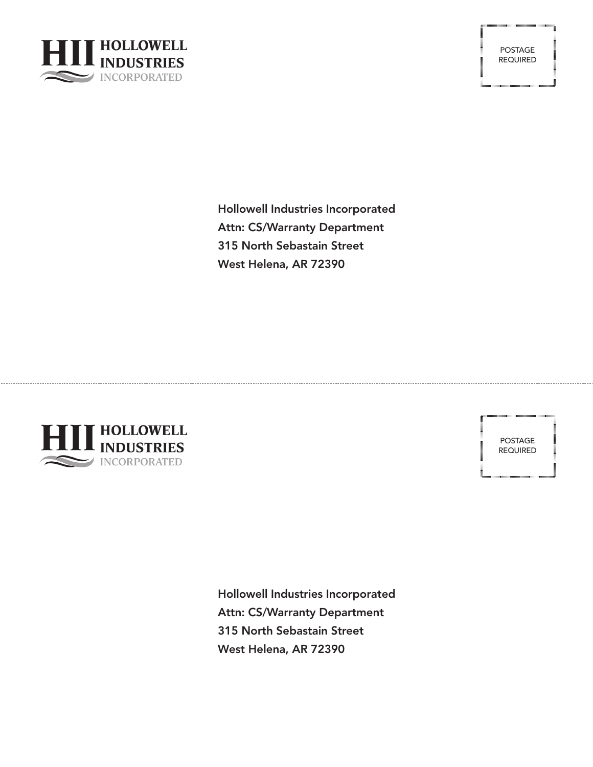**HII HOLLOWELL INDUSTRIES**
INCORPORATED

POSTAGE
REQUIRED

Hollowell Industries Incorporated
Attn: CS/Warranty Department
315 North Sebastain Street
West Helena, AR 72390

---

**HII HOLLOWELL INDUSTRIES**
INCORPORATED

POSTAGE
REQUIRED

Hollowell Industries Incorporated
Attn: CS/Warranty Department
315 North Sebastain Street
West Helena, AR 72390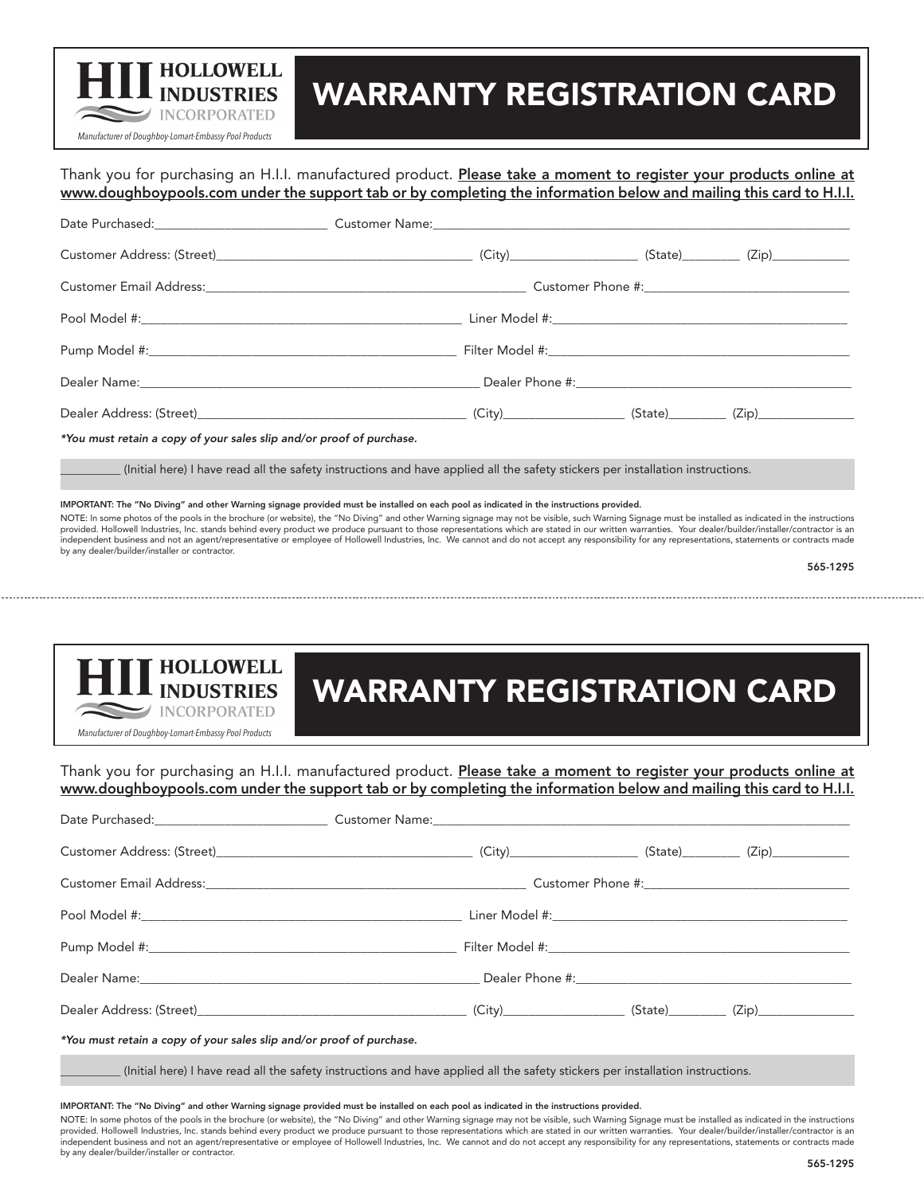HOLLOWELL INDUSTRIES INCORPORATED

*Manufacturer of Doughboy-Lomart-Embassy Pool Products*

# WARRANTY REGISTRATION CARD

Thank you for purchasing an H.I.I. manufactured product. **Please take a moment to register your products online at www.doughboypools.com under the support tab or by completing the information below and mailing this card to H.I.I.**

Date Purchased:_________________________ Customer Name:_________________________________________________________________

Customer Address: (Street)______________________________________ (City)___________________ (State)_________ (Zip)____________

Customer Email Address:_________________________________________________ Customer Phone #:_______________________________

Pool Model #:_______________________________________________ Liner Model #:____________________________________________

Pump Model #:_____________________________________________ Filter Model #:_____________________________________________

Dealer Name:___________________________________________________ Dealer Phone #:__________________________________________

Dealer Address: (Street)________________________________________ (City)__________________ (State)_________ (Zip)_______________

*\*You must retain a copy of your sales slip and/or proof of purchase.*

_________ (Initial here) I have read all the safety instructions and have applied all the safety stickers per installation instructions.

IMPORTANT: The "No Diving" and other Warning signage provided must be installed on each pool as indicated in the instructions provided.

NOTE: In some photos of the pools in the brochure (or website), the "No Diving" and other Warning signage may not be visible, such Warning Signage must be installed as indicated in the instructions provided. Hollowell Industries, Inc. stands behind every product we produce pursuant to those representations which are stated in our written warranties. Your dealer/builder/installer/contractor is an independent business and not an agent/representative or employee of Hollowell Industries, Inc. We cannot and do not accept any responsibility for any representations, statements or contracts made by any dealer/builder/installer or contractor.

565-1295

---

HOLLOWELL INDUSTRIES INCORPORATED

*Manufacturer of Doughboy-Lomart-Embassy Pool Products*

# WARRANTY REGISTRATION CARD

Thank you for purchasing an H.I.I. manufactured product. **Please take a moment to register your products online at www.doughboypools.com under the support tab or by completing the information below and mailing this card to H.I.I.**

Date Purchased:_________________________ Customer Name:_________________________________________________________________

Customer Address: (Street)______________________________________ (City)___________________ (State)_________ (Zip)____________

Customer Email Address:_________________________________________________ Customer Phone #:_______________________________

Pool Model #:_______________________________________________ Liner Model #:____________________________________________

Pump Model #:_____________________________________________ Filter Model #:_____________________________________________

Dealer Name:___________________________________________________ Dealer Phone #:__________________________________________

Dealer Address: (Street)________________________________________ (City)__________________ (State)_________ (Zip)_______________

*\*You must retain a copy of your sales slip and/or proof of purchase.*

_________ (Initial here) I have read all the safety instructions and have applied all the safety stickers per installation instructions.

IMPORTANT: The "No Diving" and other Warning signage provided must be installed on each pool as indicated in the instructions provided.

NOTE: In some photos of the pools in the brochure (or website), the "No Diving" and other Warning signage may not be visible, such Warning Signage must be installed as indicated in the instructions provided. Hollowell Industries, Inc. stands behind every product we produce pursuant to those representations which are stated in our written warranties. Your dealer/builder/installer/contractor is an independent business and not an agent/representative or employee of Hollowell Industries, Inc. We cannot and do not accept any responsibility for any representations, statements or contracts made by any dealer/builder/installer or contractor.

565-1295